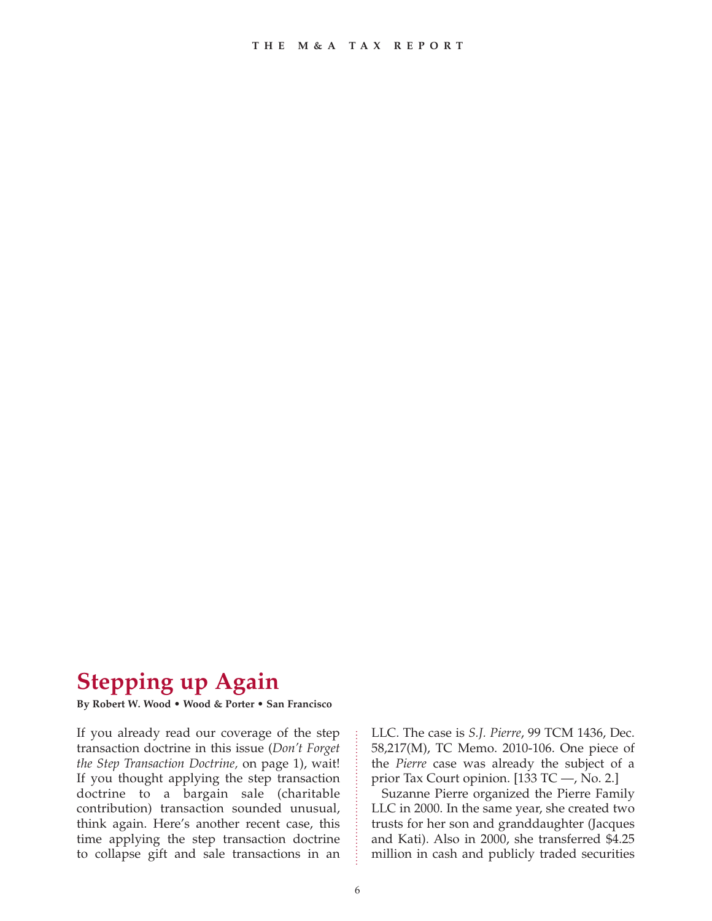# Stepping up Again

**By Robert W. Wood • Wood & Porter • San Francisco**

If you already read our coverage of the step transaction doctrine in this issue (*Don't Forget the Step Transaction Doctrine,* on page 1), wait! If you thought applying the step transaction doctrine to a bargain sale (charitable contribution) transaction sounded unusual, think again. Here's another recent case, this time applying the step transaction doctrine to collapse gift and sale transactions in an LLC. The case is *S.J. Pierre*, 99 TCM 1436, Dec. 58,217(M), TC Memo. 2010-106. One piece of the *Pierre* case was already the subject of a prior Tax Court opinion. [133 TC —, No. 2.]

Suzanne Pierre organized the Pierre Family LLC in 2000. In the same year, she created two trusts for her son and granddaughter (Jacques and Kati). Also in 2000, she transferred $4.25 million in cash and publicly traded securities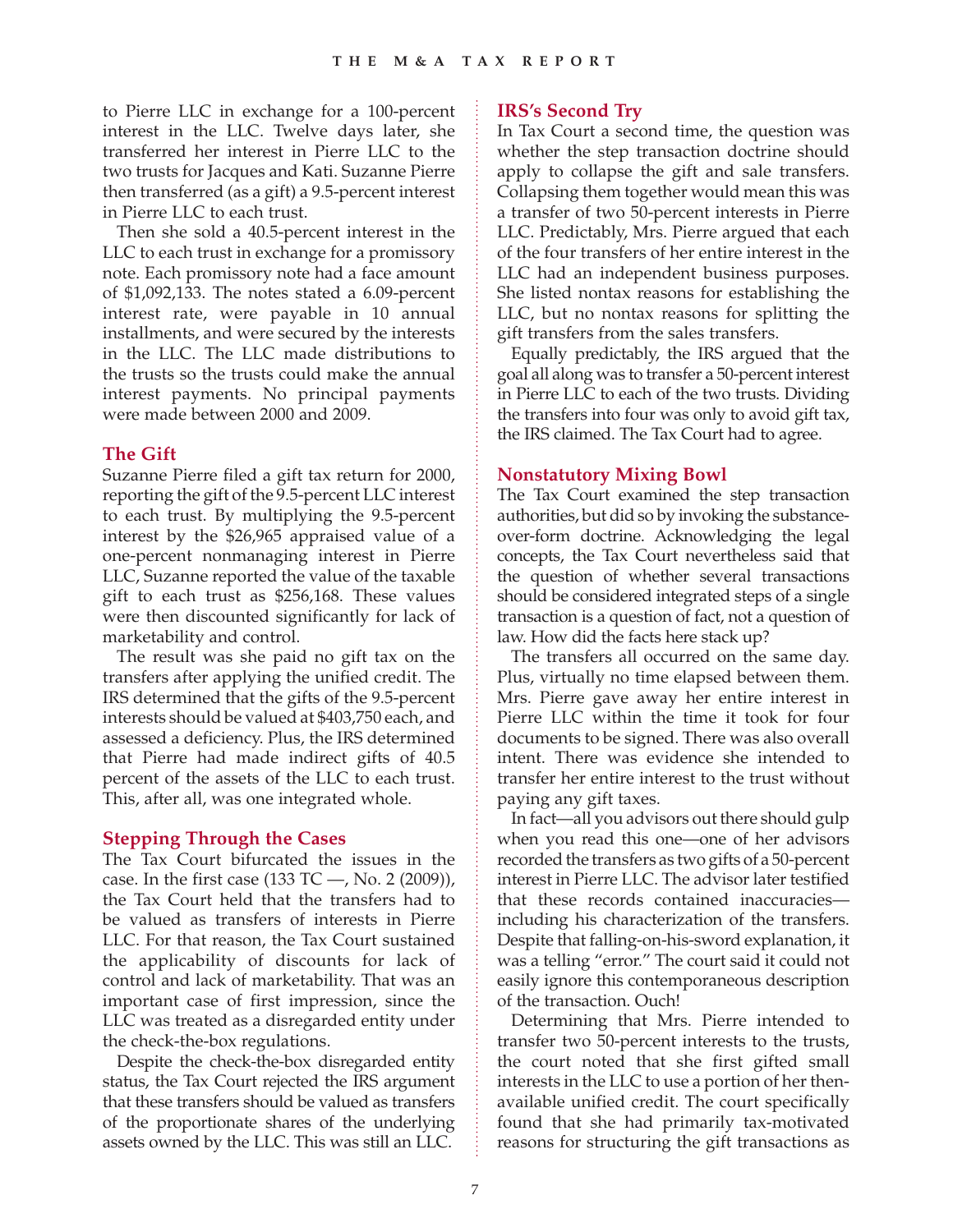to Pierre LLC in exchange for a 100-percent interest in the LLC. Twelve days later, she transferred her interest in Pierre LLC to the two trusts for Jacques and Kati. Suzanne Pierre then transferred (as a gift) a 9.5-percent interest in Pierre LLC to each trust.

Then she sold a 40.5-percent interest in the LLC to each trust in exchange for a promissory note. Each promissory note had a face amount of $1,092,133. The notes stated a 6.09-percent interest rate, were payable in 10 annual installments, and were secured by the interests in the LLC. The LLC made distributions to the trusts so the trusts could make the annual interest payments. No principal payments were made between 2000 and 2009.

## The Gift

Suzanne Pierre filed a gift tax return for 2000, reporting the gift of the 9.5-percent LLC interest to each trust. By multiplying the 9.5-percent interest by the $26,965 appraised value of a one-percent nonmanaging interest in Pierre LLC, Suzanne reported the value of the taxable gift to each trust as $256,168. These values were then discounted significantly for lack of marketability and control.

The result was she paid no gift tax on the transfers after applying the unified credit. The IRS determined that the gifts of the 9.5-percent interests should be valued at $403,750 each, and assessed a deficiency. Plus, the IRS determined that Pierre had made indirect gifts of 40.5 percent of the assets of the LLC to each trust. This, after all, was one integrated whole.

## Stepping Through the Cases

The Tax Court bifurcated the issues in the case. In the first case (133 TC —, No. 2 (2009)), the Tax Court held that the transfers had to be valued as transfers of interests in Pierre LLC. For that reason, the Tax Court sustained the applicability of discounts for lack of control and lack of marketability. That was an important case of first impression, since the LLC was treated as a disregarded entity under the check-the-box regulations.

Despite the check-the-box disregarded entity status, the Tax Court rejected the IRS argument that these transfers should be valued as transfers of the proportionate shares of the underlying assets owned by the LLC. This was still an LLC.

## IRS's Second Try

In Tax Court a second time, the question was whether the step transaction doctrine should apply to collapse the gift and sale transfers. Collapsing them together would mean this was a transfer of two 50-percent interests in Pierre LLC. Predictably, Mrs. Pierre argued that each of the four transfers of her entire interest in the LLC had an independent business purposes. She listed nontax reasons for establishing the LLC, but no nontax reasons for splitting the gift transfers from the sales transfers.

Equally predictably, the IRS argued that the goal all along was to transfer a 50-percent interest in Pierre LLC to each of the two trusts. Dividing the transfers into four was only to avoid gift tax, the IRS claimed. The Tax Court had to agree.

## Nonstatutory Mixing Bowl

The Tax Court examined the step transaction authorities, but did so by invoking the substance-over-form doctrine. Acknowledging the legal concepts, the Tax Court nevertheless said that the question of whether several transactions should be considered integrated steps of a single transaction is a question of fact, not a question of law. How did the facts here stack up?

The transfers all occurred on the same day. Plus, virtually no time elapsed between them. Mrs. Pierre gave away her entire interest in Pierre LLC within the time it took for four documents to be signed. There was also overall intent. There was evidence she intended to transfer her entire interest to the trust without paying any gift taxes.

In fact—all you advisors out there should gulp when you read this one—one of her advisors recorded the transfers as two gifts of a 50-percent interest in Pierre LLC. The advisor later testified that these records contained inaccuracies—including his characterization of the transfers. Despite that falling-on-his-sword explanation, it was a telling "error." The court said it could not easily ignore this contemporaneous description of the transaction. Ouch!

Determining that Mrs. Pierre intended to transfer two 50-percent interests to the trusts, the court noted that she first gifted small interests in the LLC to use a portion of her then-available unified credit. The court specifically found that she had primarily tax-motivated reasons for structuring the gift transactions as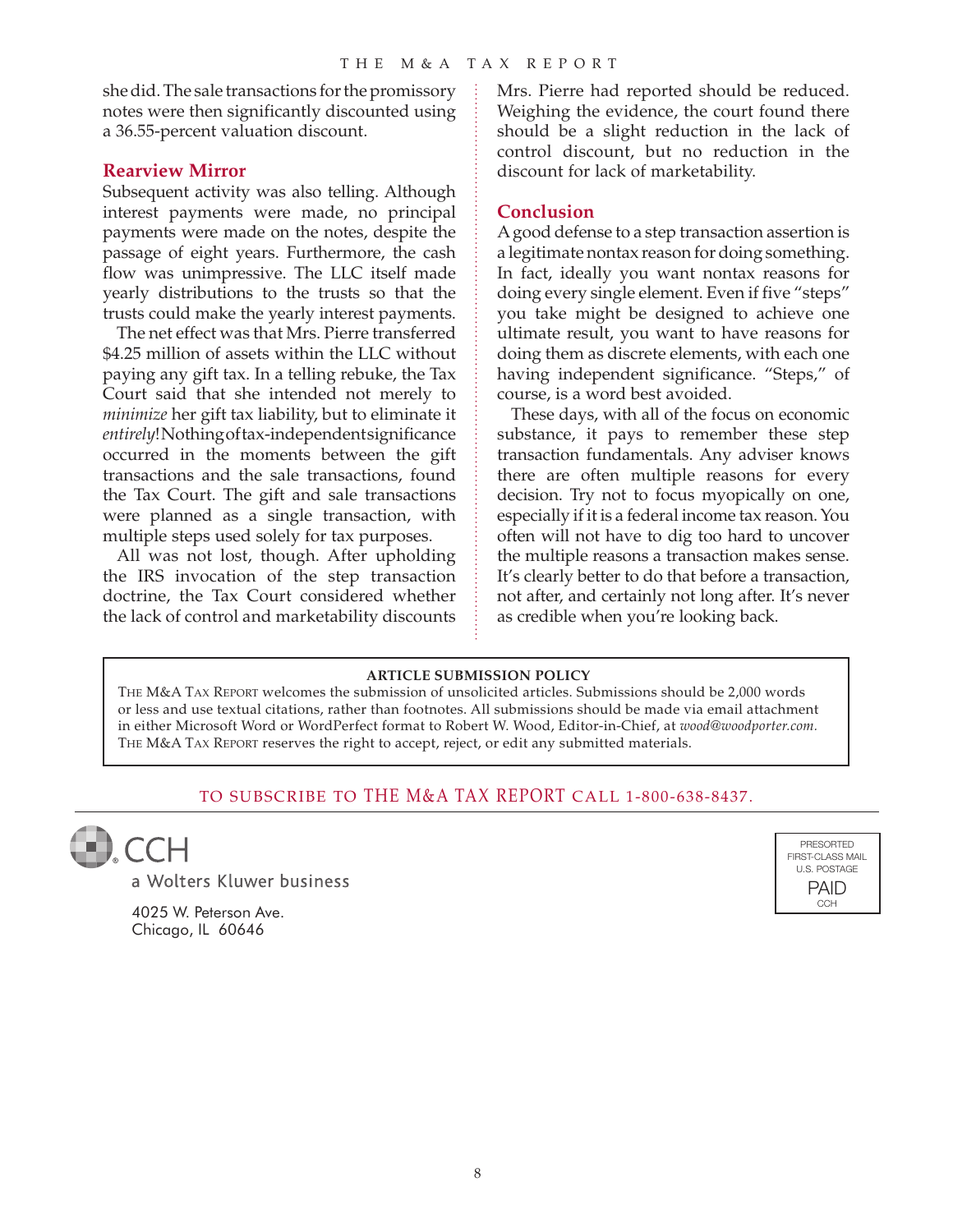she did. The sale transactions for the promissory notes were then significantly discounted using a 36.55-percent valuation discount.

## Rearview Mirror

Subsequent activity was also telling. Although interest payments were made, no principal payments were made on the notes, despite the passage of eight years. Furthermore, the cash flow was unimpressive. The LLC itself made yearly distributions to the trusts so that the trusts could make the yearly interest payments.

The net effect was that Mrs. Pierre transferred $4.25 million of assets within the LLC without paying any gift tax. In a telling rebuke, the Tax Court said that she intended not merely to *minimize* her gift tax liability, but to eliminate it *entirely*! Nothing of tax-independent significance occurred in the moments between the gift transactions and the sale transactions, found the Tax Court. The gift and sale transactions were planned as a single transaction, with multiple steps used solely for tax purposes.

All was not lost, though. After upholding the IRS invocation of the step transaction doctrine, the Tax Court considered whether the lack of control and marketability discounts Mrs. Pierre had reported should be reduced. Weighing the evidence, the court found there should be a slight reduction in the lack of control discount, but no reduction in the discount for lack of marketability.

## Conclusion

A good defense to a step transaction assertion is a legitimate nontax reason for doing something. In fact, ideally you want nontax reasons for doing every single element. Even if five "steps" you take might be designed to achieve one ultimate result, you want to have reasons for doing them as discrete elements, with each one having independent significance. "Steps," of course, is a word best avoided.

These days, with all of the focus on economic substance, it pays to remember these step transaction fundamentals. Any adviser knows there are often multiple reasons for every decision. Try not to focus myopically on one, especially if it is a federal income tax reason. You often will not have to dig too hard to uncover the multiple reasons a transaction makes sense. It's clearly better to do that before a transaction, not after, and certainly not long after. It's never as credible when you're looking back.

**ARTICLE SUBMISSION POLICY**

THE M&A TAX REPORT welcomes the submission of unsolicited articles. Submissions should be 2,000 words or less and use textual citations, rather than footnotes. All submissions should be made via email attachment in either Microsoft Word or WordPerfect format to Robert W. Wood, Editor-in-Chief, at *wood@woodporter.com.* THE M&A TAX REPORT reserves the right to accept, reject, or edit any submitted materials.

TO SUBSCRIBE TO THE M&A TAX REPORT CALL 1-800-638-8437.

CCH
a Wolters Kluwer business

4025 W. Peterson Ave.
Chicago, IL 60646

PRESORTED
FIRST-CLASS MAIL
U.S. POSTAGE
PAID
CCH